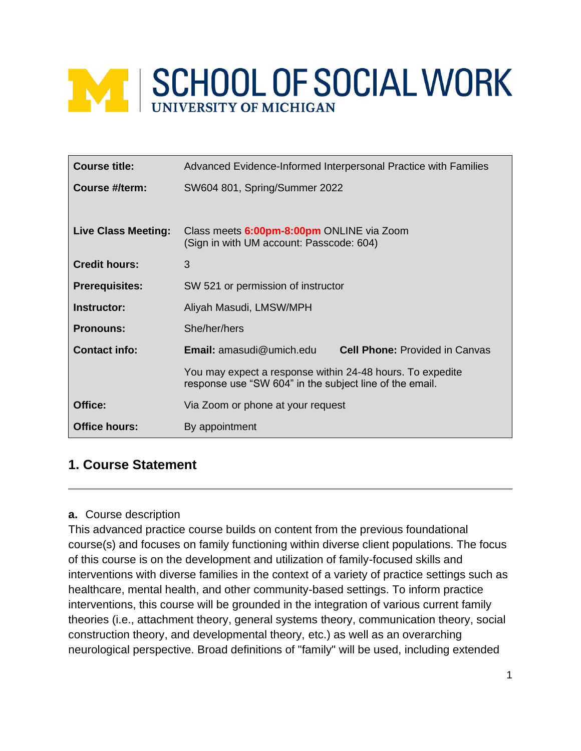# SCHOOL OF SOCIAL WORK
UNIVERSITY OF MICHIGAN

| | |
|---|---|
| **Course title:** | Advanced Evidence-Informed Interpersonal Practice with Families |
| **Course #/term:** | SW604 801, Spring/Summer 2022 |
| **Live Class Meeting:** | Class meets **6:00pm-8:00pm** ONLINE via Zoom (Sign in with UM account: Passcode: 604) |
| **Credit hours:** | 3 |
| **Prerequisites:** | SW 521 or permission of instructor |
| **Instructor:** | Aliyah Masudi, LMSW/MPH |
| **Pronouns:** | She/her/hers |
| **Contact info:** | **Email:** amasudi@umich.edu **Cell Phone:** Provided in Canvas<br>You may expect a response within 24-48 hours. To expedite response use "SW 604" in the subject line of the email. |
| **Office:** | Via Zoom or phone at your request |
| **Office hours:** | By appointment |

## 1. Course Statement

**a.** Course description

This advanced practice course builds on content from the previous foundational course(s) and focuses on family functioning within diverse client populations. The focus of this course is on the development and utilization of family-focused skills and interventions with diverse families in the context of a variety of practice settings such as healthcare, mental health, and other community-based settings. To inform practice interventions, this course will be grounded in the integration of various current family theories (i.e., attachment theory, general systems theory, communication theory, social construction theory, and developmental theory, etc.) as well as an overarching neurological perspective. Broad definitions of "family" will be used, including extended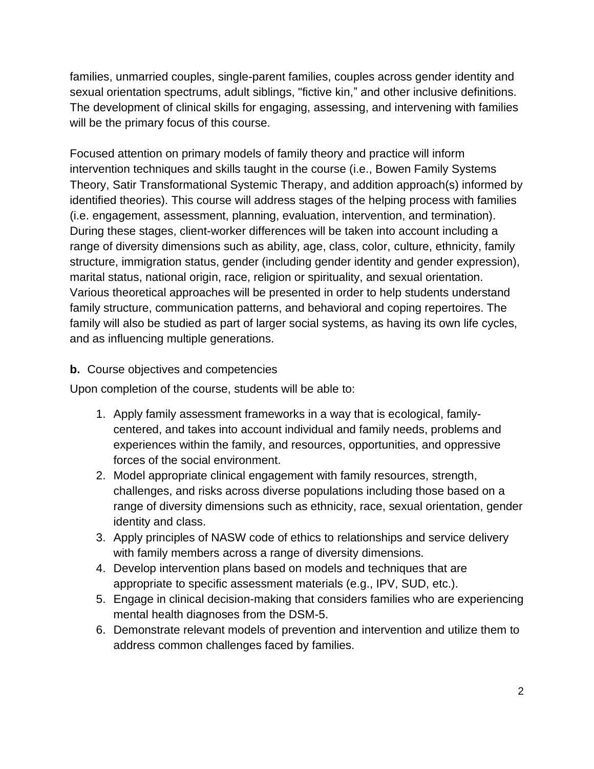families, unmarried couples, single-parent families, couples across gender identity and sexual orientation spectrums, adult siblings, "fictive kin," and other inclusive definitions. The development of clinical skills for engaging, assessing, and intervening with families will be the primary focus of this course.

Focused attention on primary models of family theory and practice will inform intervention techniques and skills taught in the course (i.e., Bowen Family Systems Theory, Satir Transformational Systemic Therapy, and addition approach(s) informed by identified theories). This course will address stages of the helping process with families (i.e. engagement, assessment, planning, evaluation, intervention, and termination). During these stages, client-worker differences will be taken into account including a range of diversity dimensions such as ability, age, class, color, culture, ethnicity, family structure, immigration status, gender (including gender identity and gender expression), marital status, national origin, race, religion or spirituality, and sexual orientation. Various theoretical approaches will be presented in order to help students understand family structure, communication patterns, and behavioral and coping repertoires. The family will also be studied as part of larger social systems, as having its own life cycles, and as influencing multiple generations.

**b.** Course objectives and competencies

Upon completion of the course, students will be able to:

1. Apply family assessment frameworks in a way that is ecological, family-centered, and takes into account individual and family needs, problems and experiences within the family, and resources, opportunities, and oppressive forces of the social environment.
2. Model appropriate clinical engagement with family resources, strength, challenges, and risks across diverse populations including those based on a range of diversity dimensions such as ethnicity, race, sexual orientation, gender identity and class.
3. Apply principles of NASW code of ethics to relationships and service delivery with family members across a range of diversity dimensions.
4. Develop intervention plans based on models and techniques that are appropriate to specific assessment materials (e.g., IPV, SUD, etc.).
5. Engage in clinical decision-making that considers families who are experiencing mental health diagnoses from the DSM-5.
6. Demonstrate relevant models of prevention and intervention and utilize them to address common challenges faced by families.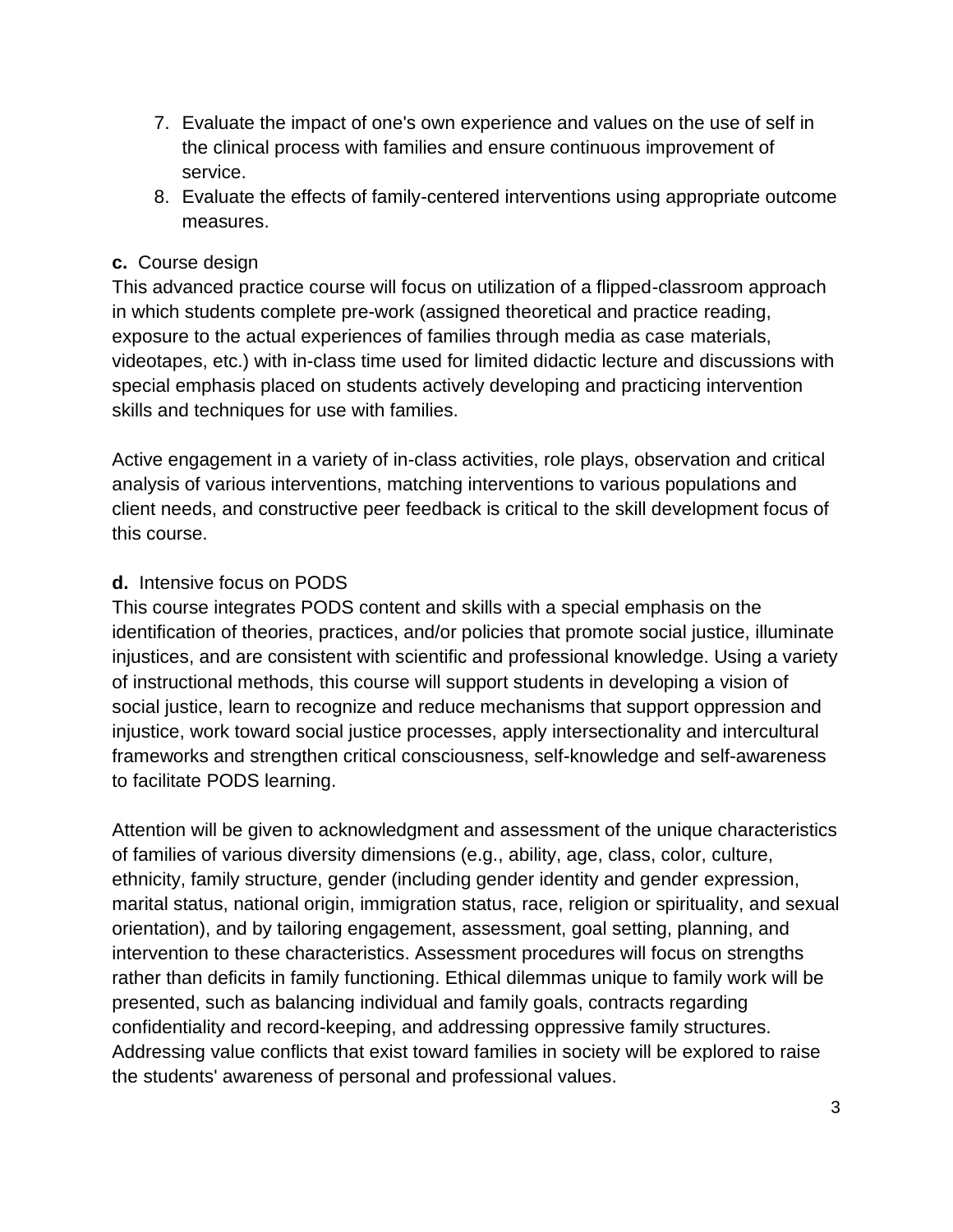7. Evaluate the impact of one's own experience and values on the use of self in the clinical process with families and ensure continuous improvement of service.
8. Evaluate the effects of family-centered interventions using appropriate outcome measures.

**c.** Course design

This advanced practice course will focus on utilization of a flipped-classroom approach in which students complete pre-work (assigned theoretical and practice reading, exposure to the actual experiences of families through media as case materials, videotapes, etc.) with in-class time used for limited didactic lecture and discussions with special emphasis placed on students actively developing and practicing intervention skills and techniques for use with families.

Active engagement in a variety of in-class activities, role plays, observation and critical analysis of various interventions, matching interventions to various populations and client needs, and constructive peer feedback is critical to the skill development focus of this course.

**d.** Intensive focus on PODS

This course integrates PODS content and skills with a special emphasis on the identification of theories, practices, and/or policies that promote social justice, illuminate injustices, and are consistent with scientific and professional knowledge. Using a variety of instructional methods, this course will support students in developing a vision of social justice, learn to recognize and reduce mechanisms that support oppression and injustice, work toward social justice processes, apply intersectionality and intercultural frameworks and strengthen critical consciousness, self-knowledge and self-awareness to facilitate PODS learning.

Attention will be given to acknowledgment and assessment of the unique characteristics of families of various diversity dimensions (e.g., ability, age, class, color, culture, ethnicity, family structure, gender (including gender identity and gender expression, marital status, national origin, immigration status, race, religion or spirituality, and sexual orientation), and by tailoring engagement, assessment, goal setting, planning, and intervention to these characteristics. Assessment procedures will focus on strengths rather than deficits in family functioning. Ethical dilemmas unique to family work will be presented, such as balancing individual and family goals, contracts regarding confidentiality and record-keeping, and addressing oppressive family structures. Addressing value conflicts that exist toward families in society will be explored to raise the students' awareness of personal and professional values.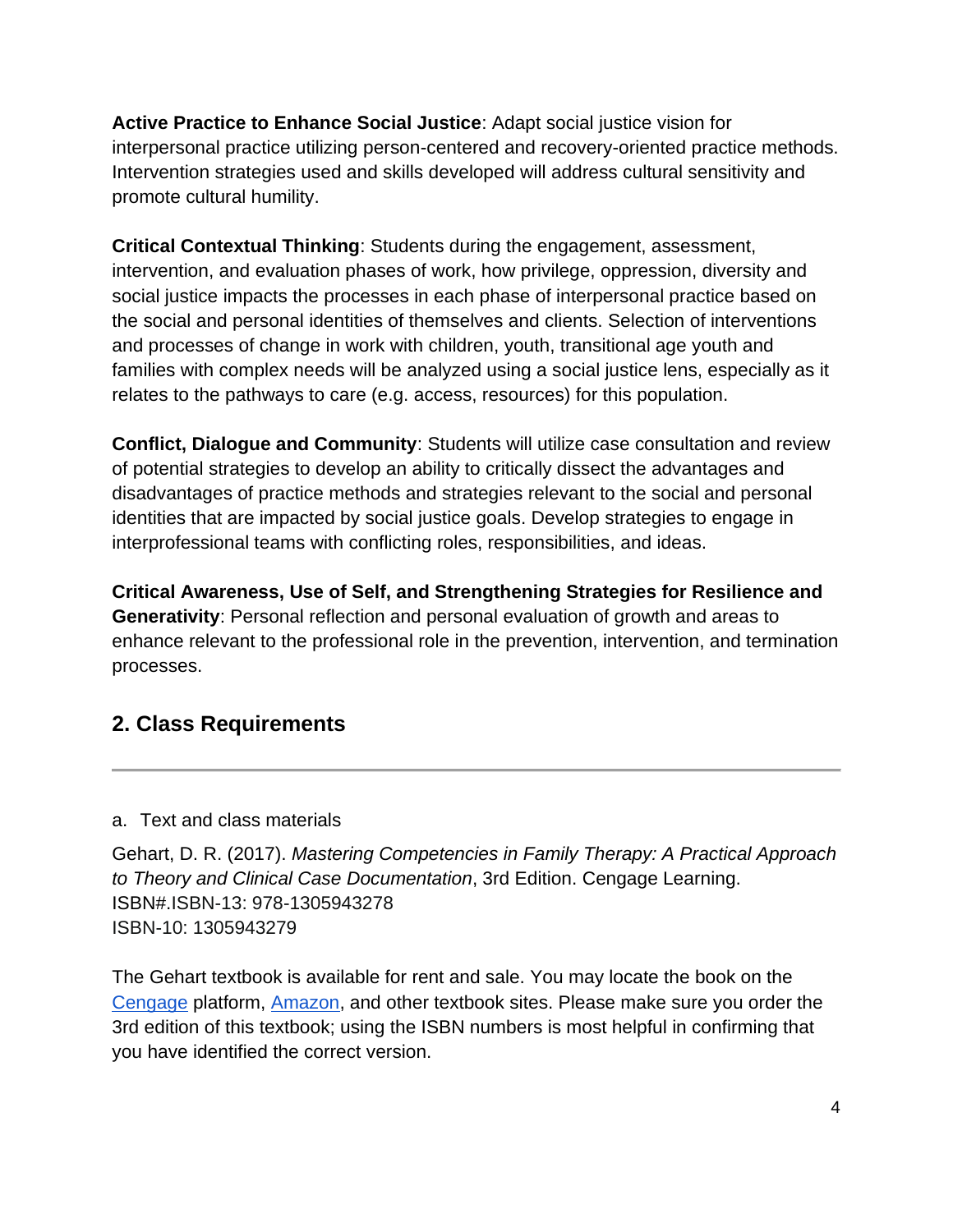**Active Practice to Enhance Social Justice**: Adapt social justice vision for interpersonal practice utilizing person-centered and recovery-oriented practice methods. Intervention strategies used and skills developed will address cultural sensitivity and promote cultural humility.

**Critical Contextual Thinking**: Students during the engagement, assessment, intervention, and evaluation phases of work, how privilege, oppression, diversity and social justice impacts the processes in each phase of interpersonal practice based on the social and personal identities of themselves and clients. Selection of interventions and processes of change in work with children, youth, transitional age youth and families with complex needs will be analyzed using a social justice lens, especially as it relates to the pathways to care (e.g. access, resources) for this population.

**Conflict, Dialogue and Community**: Students will utilize case consultation and review of potential strategies to develop an ability to critically dissect the advantages and disadvantages of practice methods and strategies relevant to the social and personal identities that are impacted by social justice goals. Develop strategies to engage in interprofessional teams with conflicting roles, responsibilities, and ideas.

**Critical Awareness, Use of Self, and Strengthening Strategies for Resilience and Generativity**: Personal reflection and personal evaluation of growth and areas to enhance relevant to the professional role in the prevention, intervention, and termination processes.

## 2. Class Requirements

---

a. Text and class materials

Gehart, D. R. (2017). *Mastering Competencies in Family Therapy: A Practical Approach to Theory and Clinical Case Documentation*, 3rd Edition. Cengage Learning.
ISBN#.ISBN-13: 978-1305943278
ISBN-10: 1305943279

The Gehart textbook is available for rent and sale. You may locate the book on the Cengage platform, Amazon, and other textbook sites. Please make sure you order the 3rd edition of this textbook; using the ISBN numbers is most helpful in confirming that you have identified the correct version.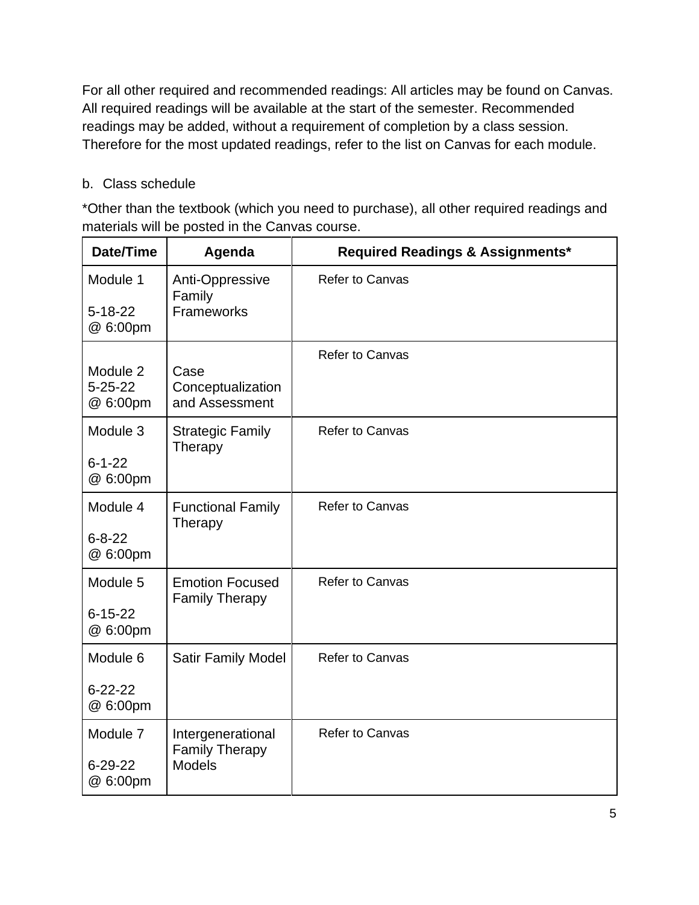For all other required and recommended readings: All articles may be found on Canvas. All required readings will be available at the start of the semester. Recommended readings may be added, without a requirement of completion by a class session. Therefore for the most updated readings, refer to the list on Canvas for each module.

b. Class schedule

*Other than the textbook (which you need to purchase), all other required readings and materials will be posted in the Canvas course.

| Date/Time | Agenda | Required Readings & Assignments* |
|---|---|---|
| Module 1<br>5-18-22<br>@ 6:00pm | Anti-Oppressive Family Frameworks | Refer to Canvas |
| Module 2<br>5-25-22<br>@ 6:00pm | Case Conceptualization and Assessment | Refer to Canvas |
| Module 3<br>6-1-22<br>@ 6:00pm | Strategic Family Therapy | Refer to Canvas |
| Module 4<br>6-8-22<br>@ 6:00pm | Functional Family Therapy | Refer to Canvas |
| Module 5<br>6-15-22<br>@ 6:00pm | Emotion Focused Family Therapy | Refer to Canvas |
| Module 6<br>6-22-22<br>@ 6:00pm | Satir Family Model | Refer to Canvas |
| Module 7<br>6-29-22<br>@ 6:00pm | Intergenerational Family Therapy Models | Refer to Canvas |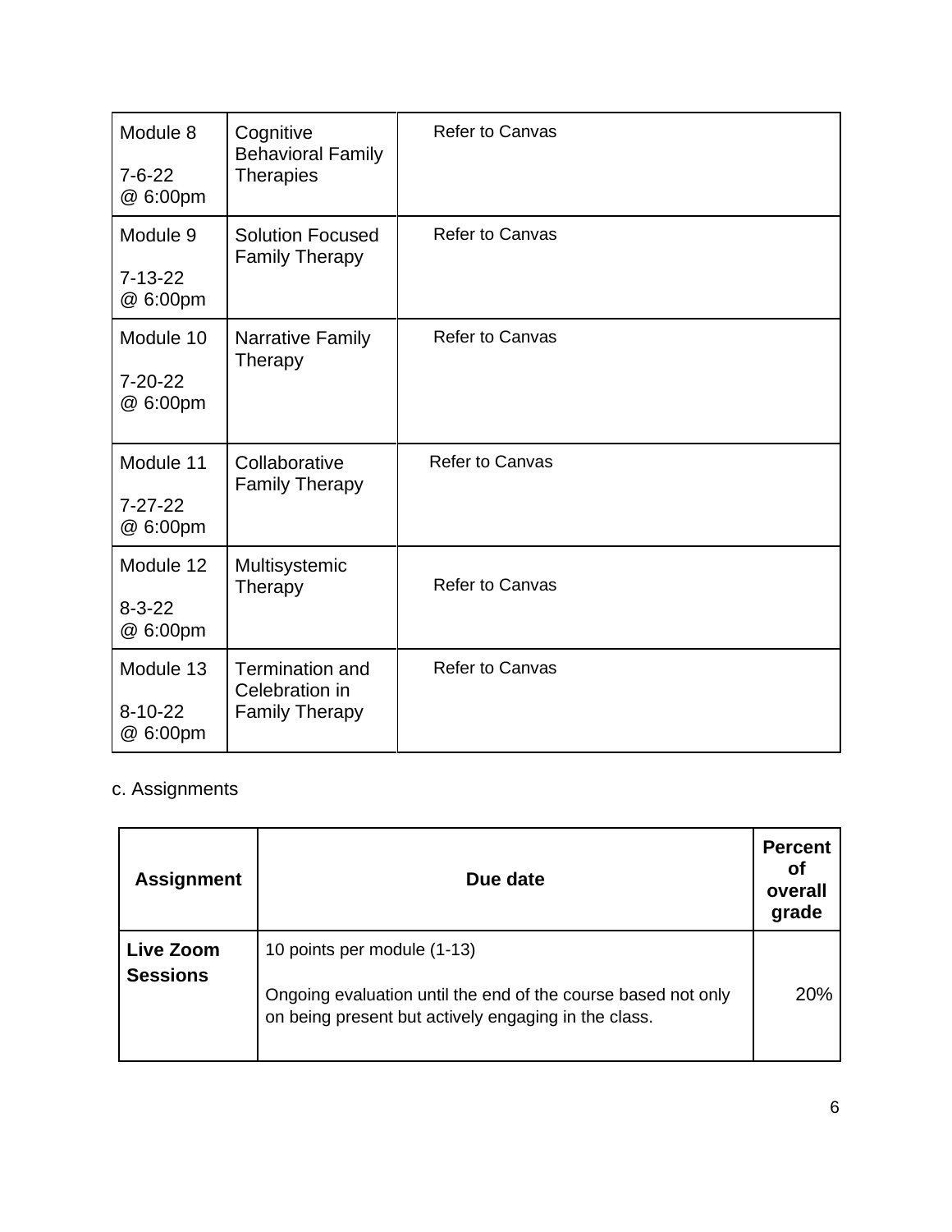| Module 8<br><br>7-6-22<br>@ 6:00pm | Cognitive Behavioral Family Therapies | Refer to Canvas |
|---|---|---|
| Module 9<br><br>7-13-22<br>@ 6:00pm | Solution Focused Family Therapy | Refer to Canvas |
| Module 10<br><br>7-20-22<br>@ 6:00pm | Narrative Family Therapy | Refer to Canvas |
| Module 11<br><br>7-27-22<br>@ 6:00pm | Collaborative Family Therapy | Refer to Canvas |
| Module 12<br><br>8-3-22<br>@ 6:00pm | Multisystemic Therapy | Refer to Canvas |
| Module 13<br><br>8-10-22<br>@ 6:00pm | Termination and Celebration in Family Therapy | Refer to Canvas |

c. Assignments

| Assignment | Due date | Percent of overall grade |
|---|---|---|
| **Live Zoom Sessions** | 10 points per module (1-13)<br><br>Ongoing evaluation until the end of the course based not only on being present but actively engaging in the class. | 20% |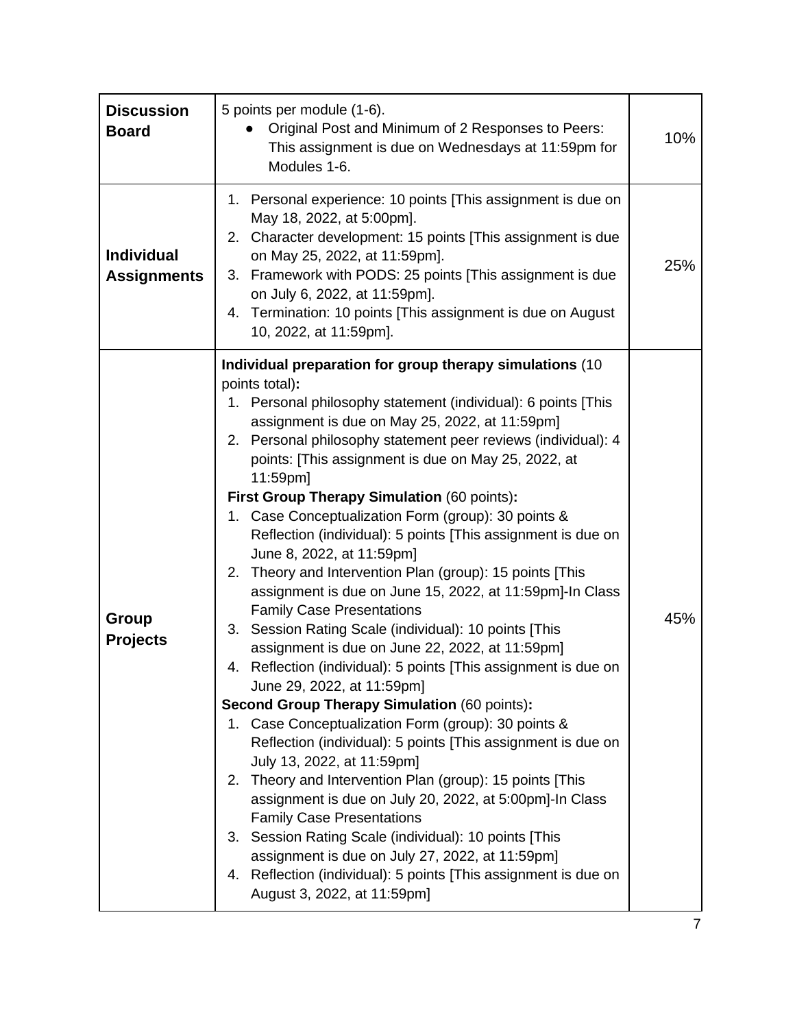| | | |
|---|---|---|
| **Discussion Board** | 5 points per module (1-6).<br>• Original Post and Minimum of 2 Responses to Peers: This assignment is due on Wednesdays at 11:59pm for Modules 1-6. | 10% |
| **Individual Assignments** | 1. Personal experience: 10 points [This assignment is due on May 18, 2022, at 5:00pm].<br>2. Character development: 15 points [This assignment is due on May 25, 2022, at 11:59pm].<br>3. Framework with PODS: 25 points [This assignment is due on July 6, 2022, at 11:59pm].<br>4. Termination: 10 points [This assignment is due on August 10, 2022, at 11:59pm]. | 25% |
| **Group Projects** | **Individual preparation for group therapy simulations** (10 points total)**:**<br>1. Personal philosophy statement (individual): 6 points [This assignment is due on May 25, 2022, at 11:59pm]<br>2. Personal philosophy statement peer reviews (individual): 4 points: [This assignment is due on May 25, 2022, at 11:59pm]<br>**First Group Therapy Simulation** (60 points)**:**<br>1. Case Conceptualization Form (group): 30 points & Reflection (individual): 5 points [This assignment is due on June 8, 2022, at 11:59pm]<br>2. Theory and Intervention Plan (group): 15 points [This assignment is due on June 15, 2022, at 11:59pm]-In Class Family Case Presentations<br>3. Session Rating Scale (individual): 10 points [This assignment is due on June 22, 2022, at 11:59pm]<br>4. Reflection (individual): 5 points [This assignment is due on June 29, 2022, at 11:59pm]<br>**Second Group Therapy Simulation** (60 points)**:**<br>1. Case Conceptualization Form (group): 30 points & Reflection (individual): 5 points [This assignment is due on July 13, 2022, at 11:59pm]<br>2. Theory and Intervention Plan (group): 15 points [This assignment is due on July 20, 2022, at 5:00pm]-In Class Family Case Presentations<br>3. Session Rating Scale (individual): 10 points [This assignment is due on July 27, 2022, at 11:59pm]<br>4. Reflection (individual): 5 points [This assignment is due on August 3, 2022, at 11:59pm] | 45% |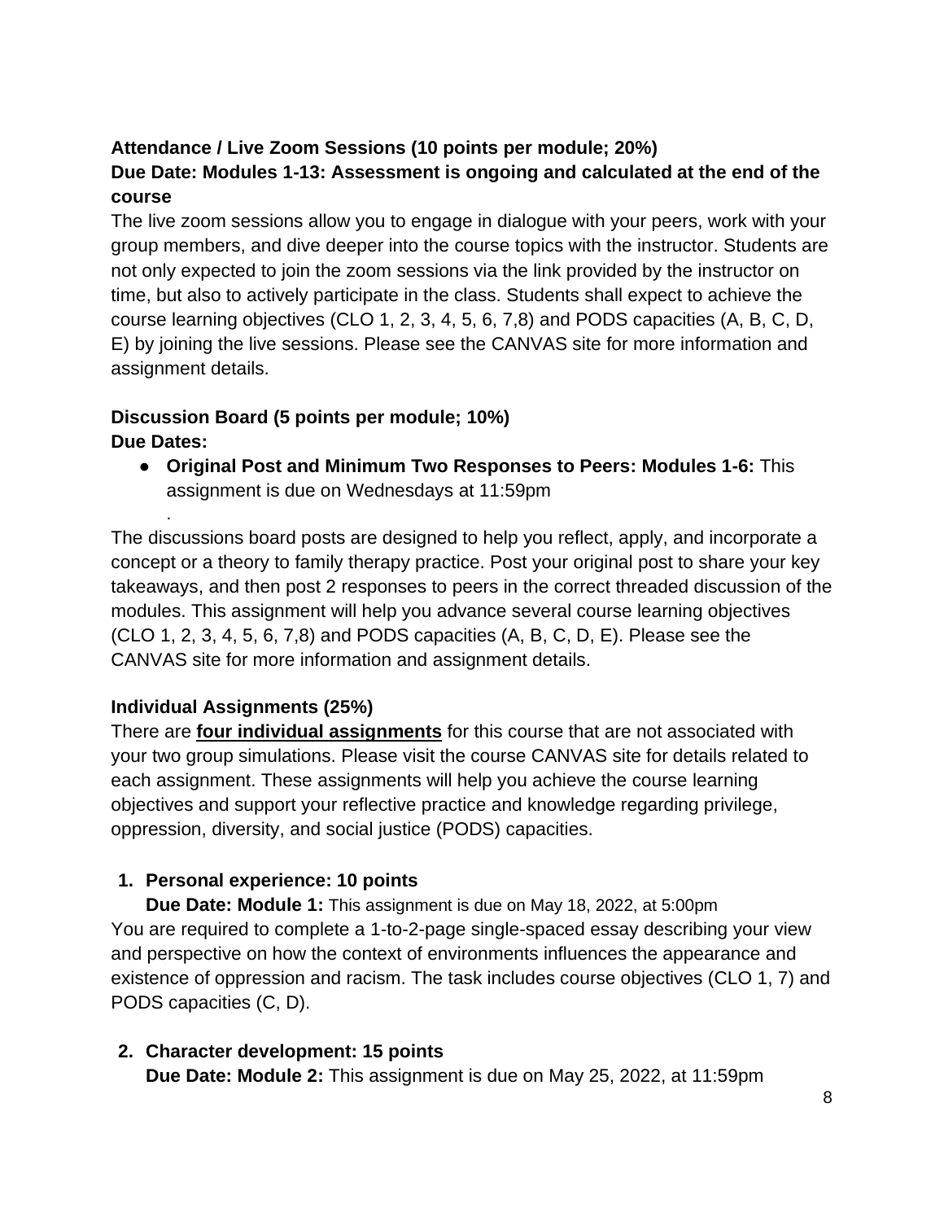**Attendance / Live Zoom Sessions (10 points per module; 20%)**

**Due Date: Modules 1-13: Assessment is ongoing and calculated at the end of the course**

The live zoom sessions allow you to engage in dialogue with your peers, work with your group members, and dive deeper into the course topics with the instructor. Students are not only expected to join the zoom sessions via the link provided by the instructor on time, but also to actively participate in the class. Students shall expect to achieve the course learning objectives (CLO 1, 2, 3, 4, 5, 6, 7,8) and PODS capacities (A, B, C, D, E) by joining the live sessions. Please see the CANVAS site for more information and assignment details.

**Discussion Board (5 points per module; 10%)**

**Due Dates:**

- **Original Post and Minimum Two Responses to Peers: Modules 1-6:** This assignment is due on Wednesdays at 11:59pm

.

The discussions board posts are designed to help you reflect, apply, and incorporate a concept or a theory to family therapy practice. Post your original post to share your key takeaways, and then post 2 responses to peers in the correct threaded discussion of the modules. This assignment will help you advance several course learning objectives (CLO 1, 2, 3, 4, 5, 6, 7,8) and PODS capacities (A, B, C, D, E). Please see the CANVAS site for more information and assignment details.

**Individual Assignments (25%)**

There are **four individual assignments** for this course that are not associated with your two group simulations. Please visit the course CANVAS site for details related to each assignment. These assignments will help you achieve the course learning objectives and support your reflective practice and knowledge regarding privilege, oppression, diversity, and social justice (PODS) capacities.

1. **Personal experience: 10 points**

   **Due Date: Module 1:** This assignment is due on May 18, 2022, at 5:00pm

You are required to complete a 1-to-2-page single-spaced essay describing your view and perspective on how the context of environments influences the appearance and existence of oppression and racism. The task includes course objectives (CLO 1, 7) and PODS capacities (C, D).

2. **Character development: 15 points**

   **Due Date: Module 2:** This assignment is due on May 25, 2022, at 11:59pm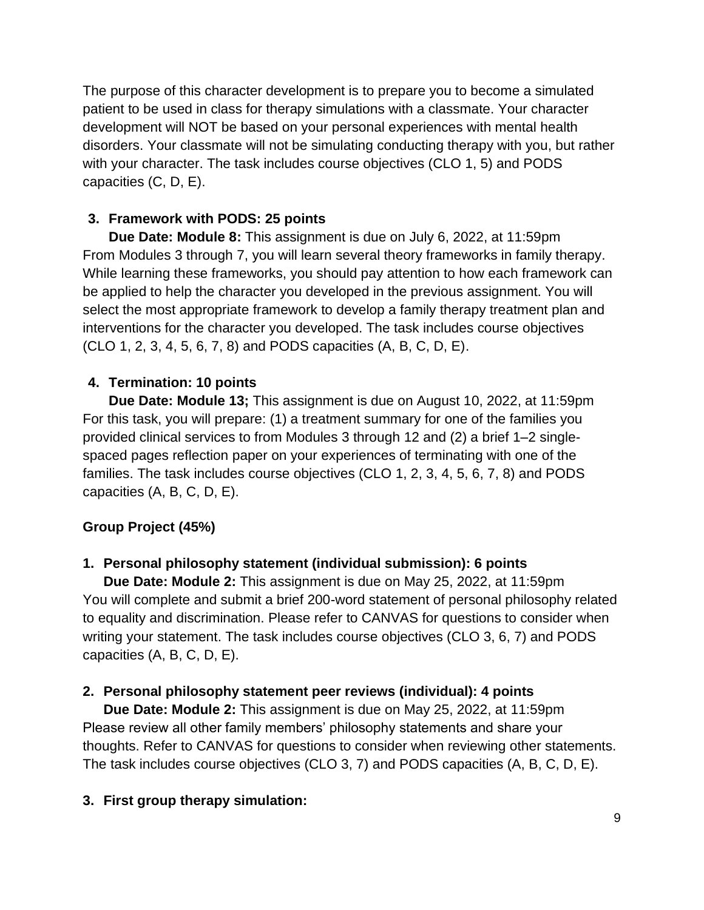The purpose of this character development is to prepare you to become a simulated patient to be used in class for therapy simulations with a classmate. Your character development will NOT be based on your personal experiences with mental health disorders. Your classmate will not be simulating conducting therapy with you, but rather with your character. The task includes course objectives (CLO 1, 5) and PODS capacities (C, D, E).

3. **Framework with PODS: 25 points**
   **Due Date: Module 8:** This assignment is due on July 6, 2022, at 11:59pm

From Modules 3 through 7, you will learn several theory frameworks in family therapy. While learning these frameworks, you should pay attention to how each framework can be applied to help the character you developed in the previous assignment. You will select the most appropriate framework to develop a family therapy treatment plan and interventions for the character you developed. The task includes course objectives (CLO 1, 2, 3, 4, 5, 6, 7, 8) and PODS capacities (A, B, C, D, E).

4. **Termination: 10 points**
   **Due Date: Module 13;** This assignment is due on August 10, 2022, at 11:59pm

For this task, you will prepare: (1) a treatment summary for one of the families you provided clinical services to from Modules 3 through 12 and (2) a brief 1–2 single-spaced pages reflection paper on your experiences of terminating with one of the families. The task includes course objectives (CLO 1, 2, 3, 4, 5, 6, 7, 8) and PODS capacities (A, B, C, D, E).

**Group Project (45%)**

1. **Personal philosophy statement (individual submission): 6 points**
   **Due Date: Module 2:** This assignment is due on May 25, 2022, at 11:59pm

You will complete and submit a brief 200-word statement of personal philosophy related to equality and discrimination. Please refer to CANVAS for questions to consider when writing your statement. The task includes course objectives (CLO 3, 6, 7) and PODS capacities (A, B, C, D, E).

2. **Personal philosophy statement peer reviews (individual): 4 points**
   **Due Date: Module 2:** This assignment is due on May 25, 2022, at 11:59pm

Please review all other family members' philosophy statements and share your thoughts. Refer to CANVAS for questions to consider when reviewing other statements. The task includes course objectives (CLO 3, 7) and PODS capacities (A, B, C, D, E).

3. **First group therapy simulation:**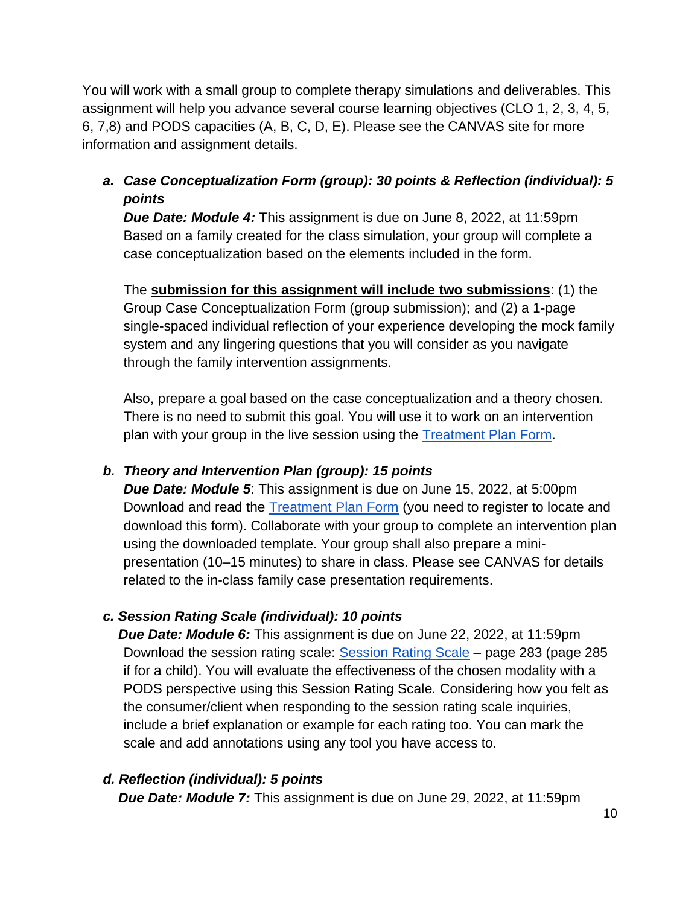You will work with a small group to complete therapy simulations and deliverables. This assignment will help you advance several course learning objectives (CLO 1, 2, 3, 4, 5, 6, 7,8) and PODS capacities (A, B, C, D, E). Please see the CANVAS site for more information and assignment details.

a. ***Case Conceptualization Form (group): 30 points & Reflection (individual): 5 points***
   ***Due Date: Module 4:*** This assignment is due on June 8, 2022, at 11:59pm
   Based on a family created for the class simulation, your group will complete a case conceptualization based on the elements included in the form.

   The **submission for this assignment will include two submissions**: (1) the Group Case Conceptualization Form (group submission); and (2) a 1-page single-spaced individual reflection of your experience developing the mock family system and any lingering questions that you will consider as you navigate through the family intervention assignments.

   Also, prepare a goal based on the case conceptualization and a theory chosen. There is no need to submit this goal. You will use it to work on an intervention plan with your group in the live session using the Treatment Plan Form.

b. ***Theory and Intervention Plan (group): 15 points***
   ***Due Date: Module 5***: This assignment is due on June 15, 2022, at 5:00pm
   Download and read the Treatment Plan Form (you need to register to locate and download this form). Collaborate with your group to complete an intervention plan using the downloaded template. Your group shall also prepare a mini-presentation (10–15 minutes) to share in class. Please see CANVAS for details related to the in-class family case presentation requirements.

c. ***Session Rating Scale (individual): 10 points***
   ***Due Date: Module 6:*** This assignment is due on June 22, 2022, at 11:59pm
   Download the session rating scale: Session Rating Scale – page 283 (page 285 if for a child). You will evaluate the effectiveness of the chosen modality with a PODS perspective using this Session Rating Scale*.* Considering how you felt as the consumer/client when responding to the session rating scale inquiries, include a brief explanation or example for each rating too. You can mark the scale and add annotations using any tool you have access to.

d. ***Reflection (individual): 5 points***
   ***Due Date: Module 7:*** This assignment is due on June 29, 2022, at 11:59pm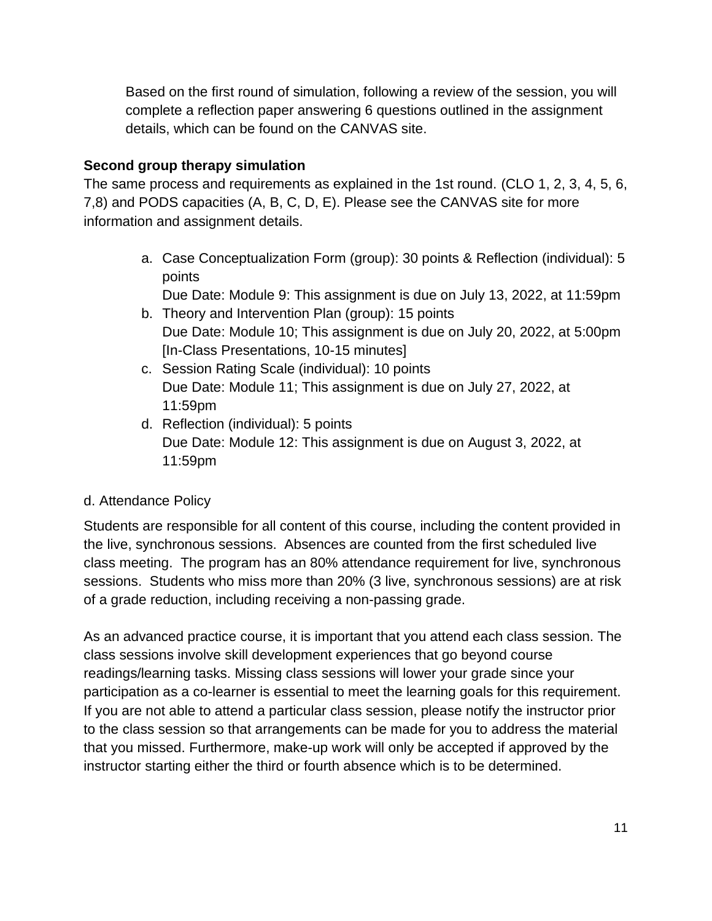Based on the first round of simulation, following a review of the session, you will complete a reflection paper answering 6 questions outlined in the assignment details, which can be found on the CANVAS site.

**Second group therapy simulation**

The same process and requirements as explained in the 1st round. (CLO 1, 2, 3, 4, 5, 6, 7,8) and PODS capacities (A, B, C, D, E). Please see the CANVAS site for more information and assignment details.

a. Case Conceptualization Form (group): 30 points & Reflection (individual): 5 points
   Due Date: Module 9: This assignment is due on July 13, 2022, at 11:59pm
b. Theory and Intervention Plan (group): 15 points
   Due Date: Module 10; This assignment is due on July 20, 2022, at 5:00pm [In-Class Presentations, 10-15 minutes]
c. Session Rating Scale (individual): 10 points
   Due Date: Module 11; This assignment is due on July 27, 2022, at 11:59pm
d. Reflection (individual): 5 points
   Due Date: Module 12: This assignment is due on August 3, 2022, at 11:59pm

d. Attendance Policy

Students are responsible for all content of this course, including the content provided in the live, synchronous sessions. Absences are counted from the first scheduled live class meeting. The program has an 80% attendance requirement for live, synchronous sessions. Students who miss more than 20% (3 live, synchronous sessions) are at risk of a grade reduction, including receiving a non-passing grade.

As an advanced practice course, it is important that you attend each class session. The class sessions involve skill development experiences that go beyond course readings/learning tasks. Missing class sessions will lower your grade since your participation as a co-learner is essential to meet the learning goals for this requirement. If you are not able to attend a particular class session, please notify the instructor prior to the class session so that arrangements can be made for you to address the material that you missed. Furthermore, make-up work will only be accepted if approved by the instructor starting either the third or fourth absence which is to be determined.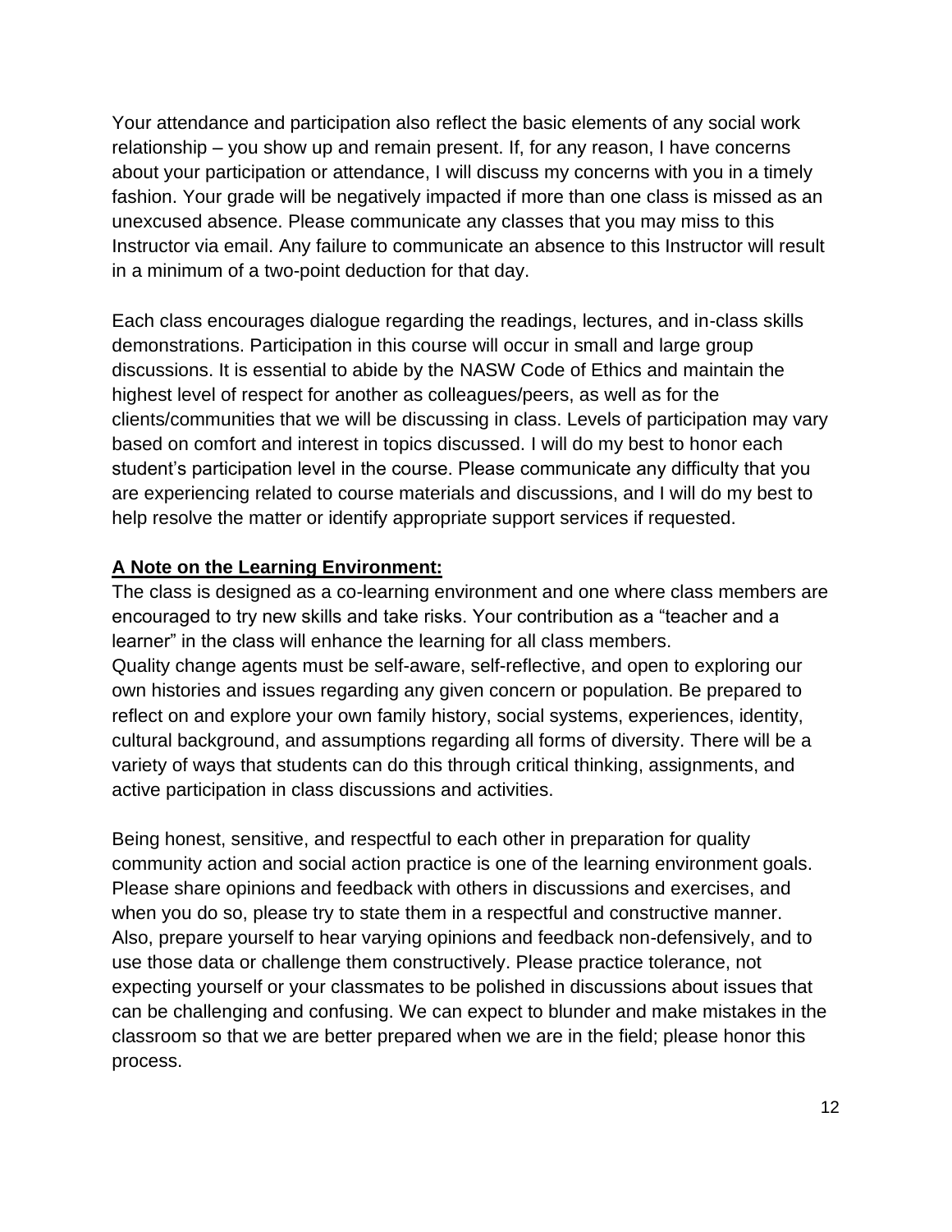Your attendance and participation also reflect the basic elements of any social work relationship – you show up and remain present. If, for any reason, I have concerns about your participation or attendance, I will discuss my concerns with you in a timely fashion. Your grade will be negatively impacted if more than one class is missed as an unexcused absence. Please communicate any classes that you may miss to this Instructor via email. Any failure to communicate an absence to this Instructor will result in a minimum of a two-point deduction for that day.

Each class encourages dialogue regarding the readings, lectures, and in-class skills demonstrations. Participation in this course will occur in small and large group discussions. It is essential to abide by the NASW Code of Ethics and maintain the highest level of respect for another as colleagues/peers, as well as for the clients/communities that we will be discussing in class. Levels of participation may vary based on comfort and interest in topics discussed. I will do my best to honor each student's participation level in the course. Please communicate any difficulty that you are experiencing related to course materials and discussions, and I will do my best to help resolve the matter or identify appropriate support services if requested.

**A Note on the Learning Environment:**

The class is designed as a co-learning environment and one where class members are encouraged to try new skills and take risks. Your contribution as a "teacher and a learner" in the class will enhance the learning for all class members.
Quality change agents must be self-aware, self-reflective, and open to exploring our own histories and issues regarding any given concern or population. Be prepared to reflect on and explore your own family history, social systems, experiences, identity, cultural background, and assumptions regarding all forms of diversity. There will be a variety of ways that students can do this through critical thinking, assignments, and active participation in class discussions and activities.

Being honest, sensitive, and respectful to each other in preparation for quality community action and social action practice is one of the learning environment goals. Please share opinions and feedback with others in discussions and exercises, and when you do so, please try to state them in a respectful and constructive manner. Also, prepare yourself to hear varying opinions and feedback non-defensively, and to use those data or challenge them constructively. Please practice tolerance, not expecting yourself or your classmates to be polished in discussions about issues that can be challenging and confusing. We can expect to blunder and make mistakes in the classroom so that we are better prepared when we are in the field; please honor this process.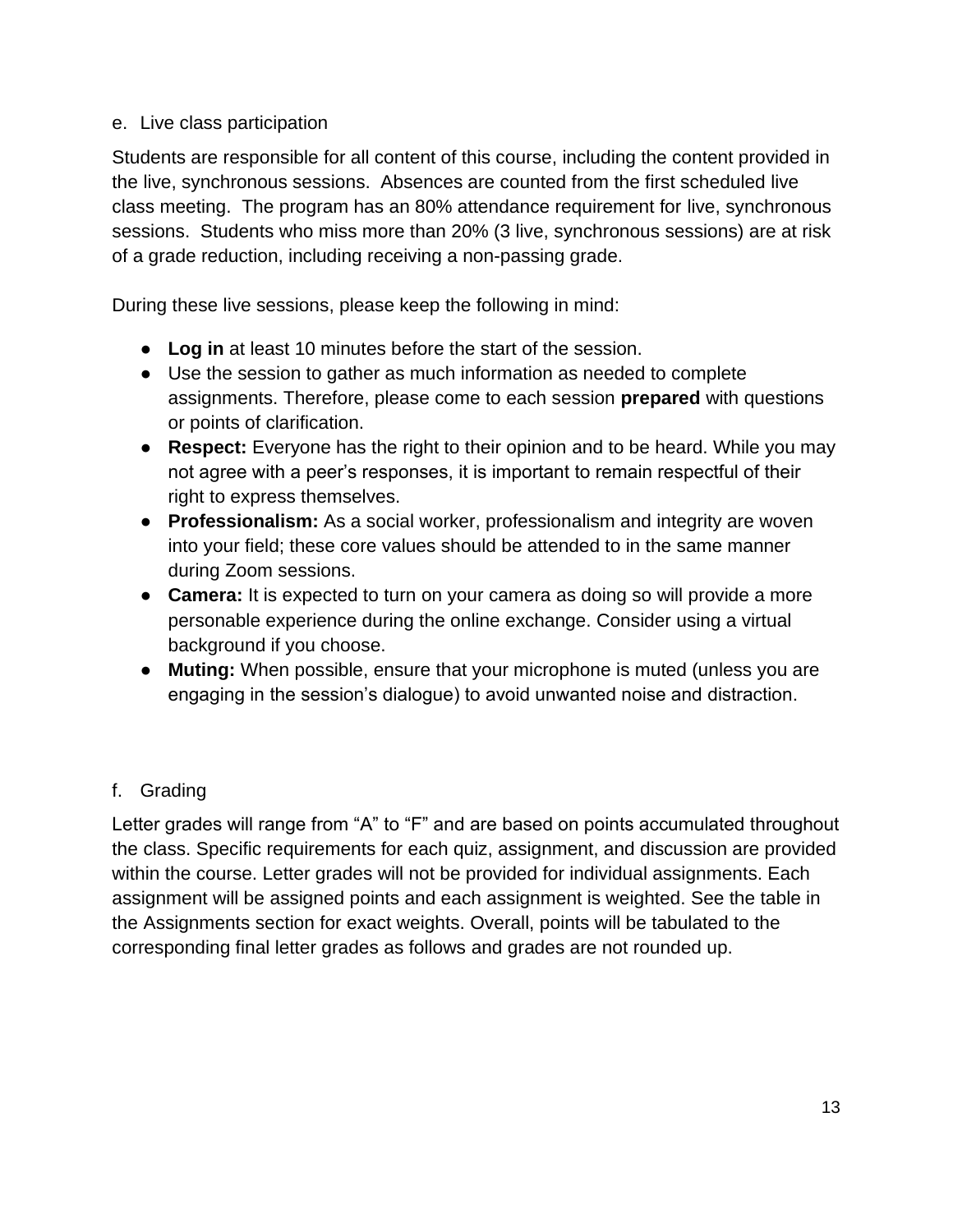e. Live class participation

Students are responsible for all content of this course, including the content provided in the live, synchronous sessions. Absences are counted from the first scheduled live class meeting. The program has an 80% attendance requirement for live, synchronous sessions. Students who miss more than 20% (3 live, synchronous sessions) are at risk of a grade reduction, including receiving a non-passing grade.

During these live sessions, please keep the following in mind:

- **Log in** at least 10 minutes before the start of the session.
- Use the session to gather as much information as needed to complete assignments. Therefore, please come to each session **prepared** with questions or points of clarification.
- **Respect:** Everyone has the right to their opinion and to be heard. While you may not agree with a peer's responses, it is important to remain respectful of their right to express themselves.
- **Professionalism:** As a social worker, professionalism and integrity are woven into your field; these core values should be attended to in the same manner during Zoom sessions.
- **Camera:** It is expected to turn on your camera as doing so will provide a more personable experience during the online exchange. Consider using a virtual background if you choose.
- **Muting:** When possible, ensure that your microphone is muted (unless you are engaging in the session's dialogue) to avoid unwanted noise and distraction.

f. Grading

Letter grades will range from "A" to "F" and are based on points accumulated throughout the class. Specific requirements for each quiz, assignment, and discussion are provided within the course. Letter grades will not be provided for individual assignments. Each assignment will be assigned points and each assignment is weighted. See the table in the Assignments section for exact weights. Overall, points will be tabulated to the corresponding final letter grades as follows and grades are not rounded up.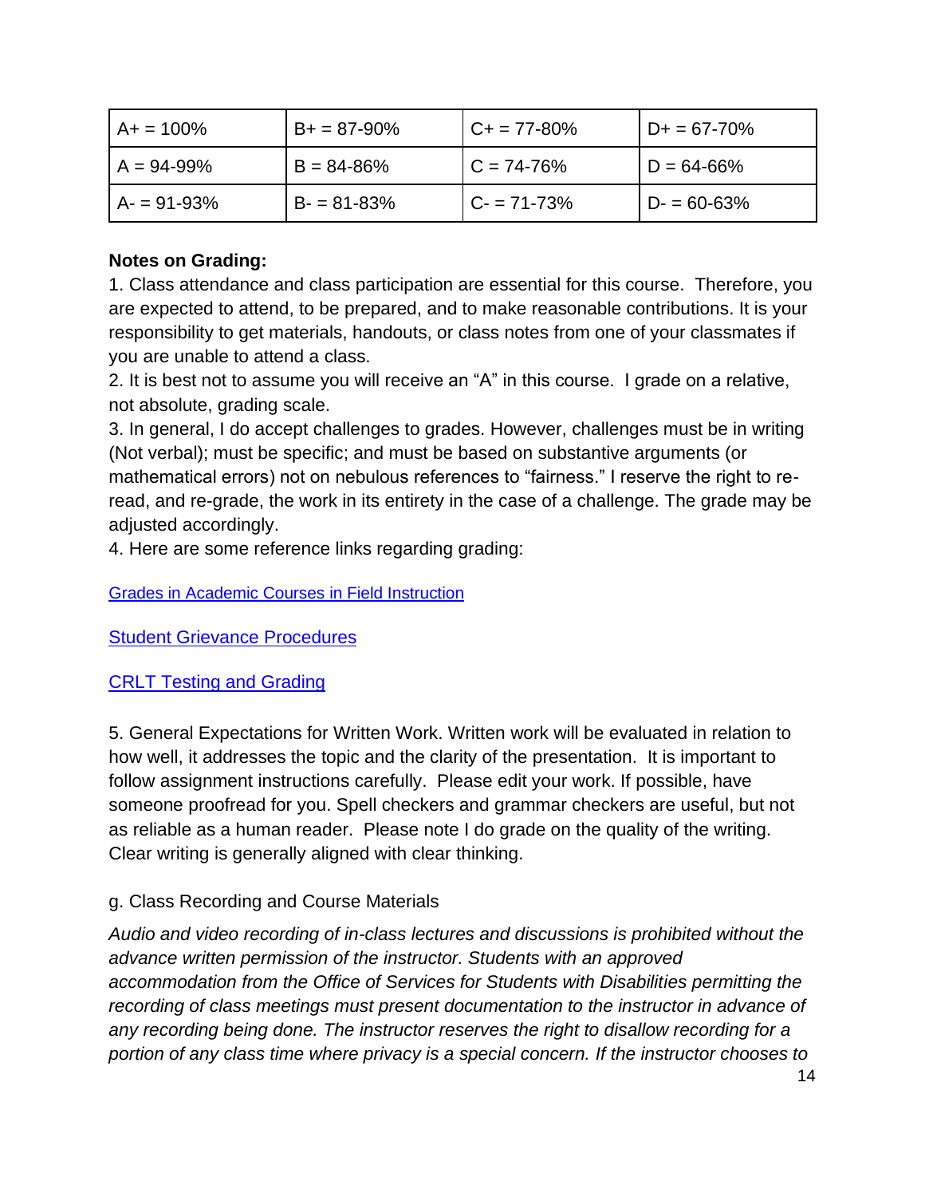| A+ = 100% | B+ = 87-90% | C+ = 77-80% | D+ = 67-70% |
|---|---|---|---|
| A = 94-99% | B = 84-86% | C = 74-76% | D = 64-66% |
| A- = 91-93% | B- = 81-83% | C- = 71-73% | D- = 60-63% |

**Notes on Grading:**

1. Class attendance and class participation are essential for this course. Therefore, you are expected to attend, to be prepared, and to make reasonable contributions. It is your responsibility to get materials, handouts, or class notes from one of your classmates if you are unable to attend a class.
2. It is best not to assume you will receive an "A" in this course. I grade on a relative, not absolute, grading scale.
3. In general, I do accept challenges to grades. However, challenges must be in writing (Not verbal); must be specific; and must be based on substantive arguments (or mathematical errors) not on nebulous references to "fairness." I reserve the right to re-read, and re-grade, the work in its entirety in the case of a challenge. The grade may be adjusted accordingly.
4. Here are some reference links regarding grading:

[Grades in Academic Courses in Field Instruction]

[Student Grievance Procedures]

[CRLT Testing and Grading]

5. General Expectations for Written Work. Written work will be evaluated in relation to how well, it addresses the topic and the clarity of the presentation. It is important to follow assignment instructions carefully. Please edit your work. If possible, have someone proofread for you. Spell checkers and grammar checkers are useful, but not as reliable as a human reader. Please note I do grade on the quality of the writing. Clear writing is generally aligned with clear thinking.

g. Class Recording and Course Materials

*Audio and video recording of in-class lectures and discussions is prohibited without the advance written permission of the instructor. Students with an approved accommodation from the Office of Services for Students with Disabilities permitting the recording of class meetings must present documentation to the instructor in advance of any recording being done. The instructor reserves the right to disallow recording for a portion of any class time where privacy is a special concern. If the instructor chooses to*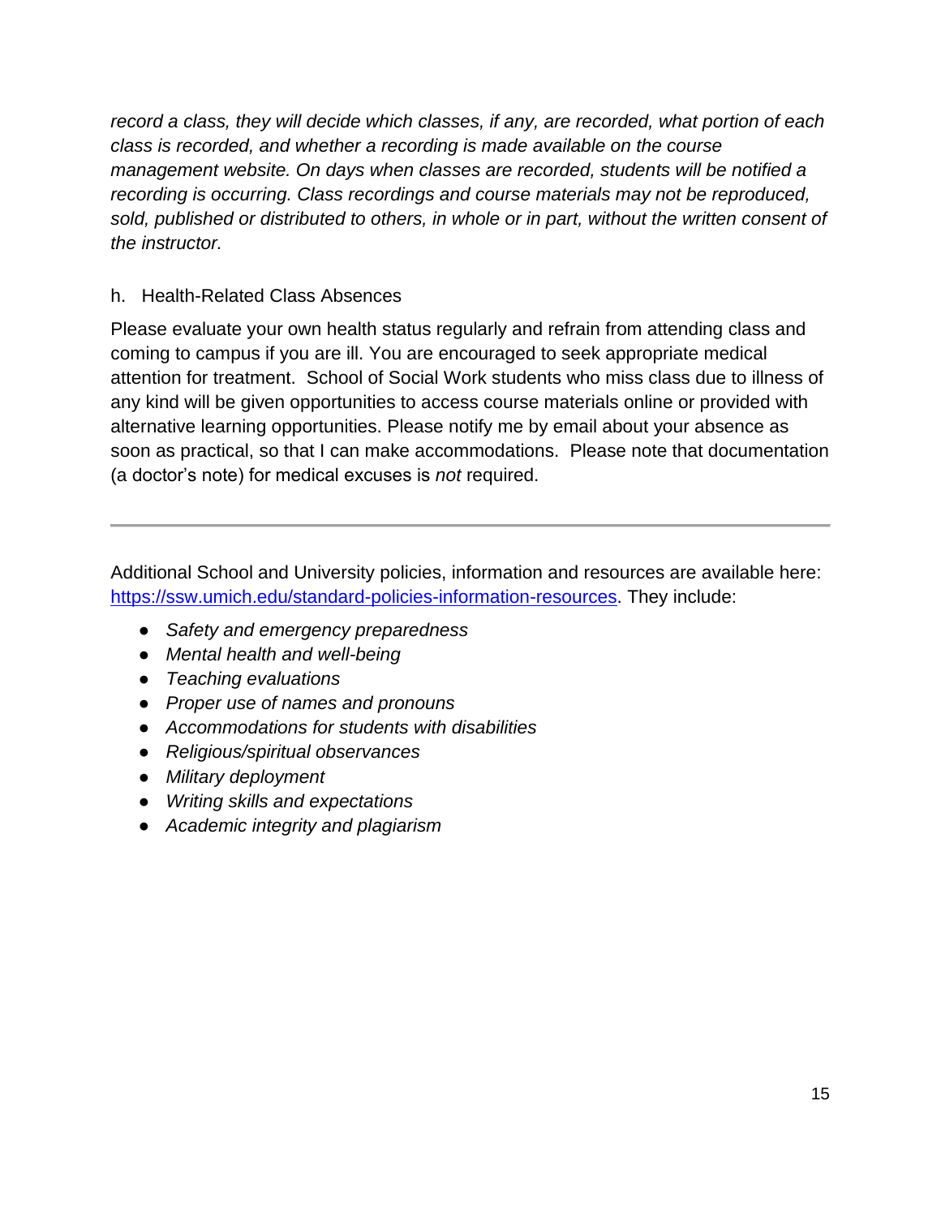*record a class, they will decide which classes, if any, are recorded, what portion of each class is recorded, and whether a recording is made available on the course management website. On days when classes are recorded, students will be notified a recording is occurring. Class recordings and course materials may not be reproduced, sold, published or distributed to others, in whole or in part, without the written consent of the instructor.*

h. Health-Related Class Absences

Please evaluate your own health status regularly and refrain from attending class and coming to campus if you are ill. You are encouraged to seek appropriate medical attention for treatment. School of Social Work students who miss class due to illness of any kind will be given opportunities to access course materials online or provided with alternative learning opportunities. Please notify me by email about your absence as soon as practical, so that I can make accommodations. Please note that documentation (a doctor's note) for medical excuses is *not* required.

---

Additional School and University policies, information and resources are available here: [https://ssw.umich.edu/standard-policies-information-resources](https://ssw.umich.edu/standard-policies-information-resources). They include:

- *Safety and emergency preparedness*
- *Mental health and well-being*
- *Teaching evaluations*
- *Proper use of names and pronouns*
- *Accommodations for students with disabilities*
- *Religious/spiritual observances*
- *Military deployment*
- *Writing skills and expectations*
- *Academic integrity and plagiarism*